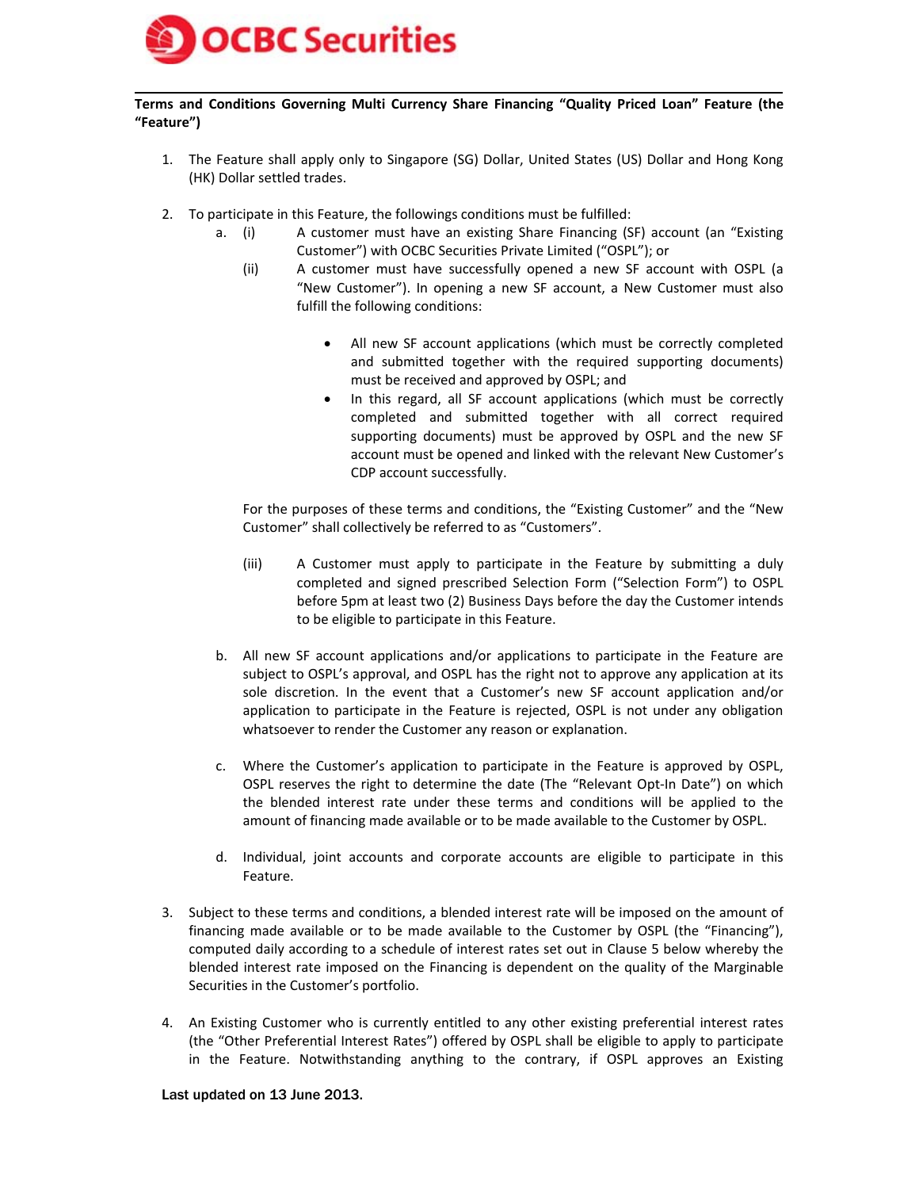OCBC Securities

**Terms and Conditions Governing Multi Currency Share Financing "Quality Priced Loan" Feature (the "Feature")**

1. The Feature shall apply only to Singapore (SG) Dollar, United States (US) Dollar and Hong Kong (HK) Dollar settled trades.

2. To participate in this Feature, the followings conditions must be fulfilled:

   a. (i) A customer must have an existing Share Financing (SF) account (an "Existing Customer") with OCBC Securities Private Limited ("OSPL"); or

      (ii) A customer must have successfully opened a new SF account with OSPL (a "New Customer"). In opening a new SF account, a New Customer must also fulfill the following conditions:

      - All new SF account applications (which must be correctly completed and submitted together with the required supporting documents) must be received and approved by OSPL; and
      - In this regard, all SF account applications (which must be correctly completed and submitted together with all correct required supporting documents) must be approved by OSPL and the new SF account must be opened and linked with the relevant New Customer's CDP account successfully.

      For the purposes of these terms and conditions, the "Existing Customer" and the "New Customer" shall collectively be referred to as "Customers".

      (iii) A Customer must apply to participate in the Feature by submitting a duly completed and signed prescribed Selection Form ("Selection Form") to OSPL before 5pm at least two (2) Business Days before the day the Customer intends to be eligible to participate in this Feature.

   b. All new SF account applications and/or applications to participate in the Feature are subject to OSPL's approval, and OSPL has the right not to approve any application at its sole discretion. In the event that a Customer's new SF account application and/or application to participate in the Feature is rejected, OSPL is not under any obligation whatsoever to render the Customer any reason or explanation.

   c. Where the Customer's application to participate in the Feature is approved by OSPL, OSPL reserves the right to determine the date (The "Relevant Opt-In Date") on which the blended interest rate under these terms and conditions will be applied to the amount of financing made available or to be made available to the Customer by OSPL.

   d. Individual, joint accounts and corporate accounts are eligible to participate in this Feature.

3. Subject to these terms and conditions, a blended interest rate will be imposed on the amount of financing made available or to be made available to the Customer by OSPL (the "Financing"), computed daily according to a schedule of interest rates set out in Clause 5 below whereby the blended interest rate imposed on the Financing is dependent on the quality of the Marginable Securities in the Customer's portfolio.

4. An Existing Customer who is currently entitled to any other existing preferential interest rates (the "Other Preferential Interest Rates") offered by OSPL shall be eligible to apply to participate in the Feature. Notwithstanding anything to the contrary, if OSPL approves an Existing

Last updated on 13 June 2013.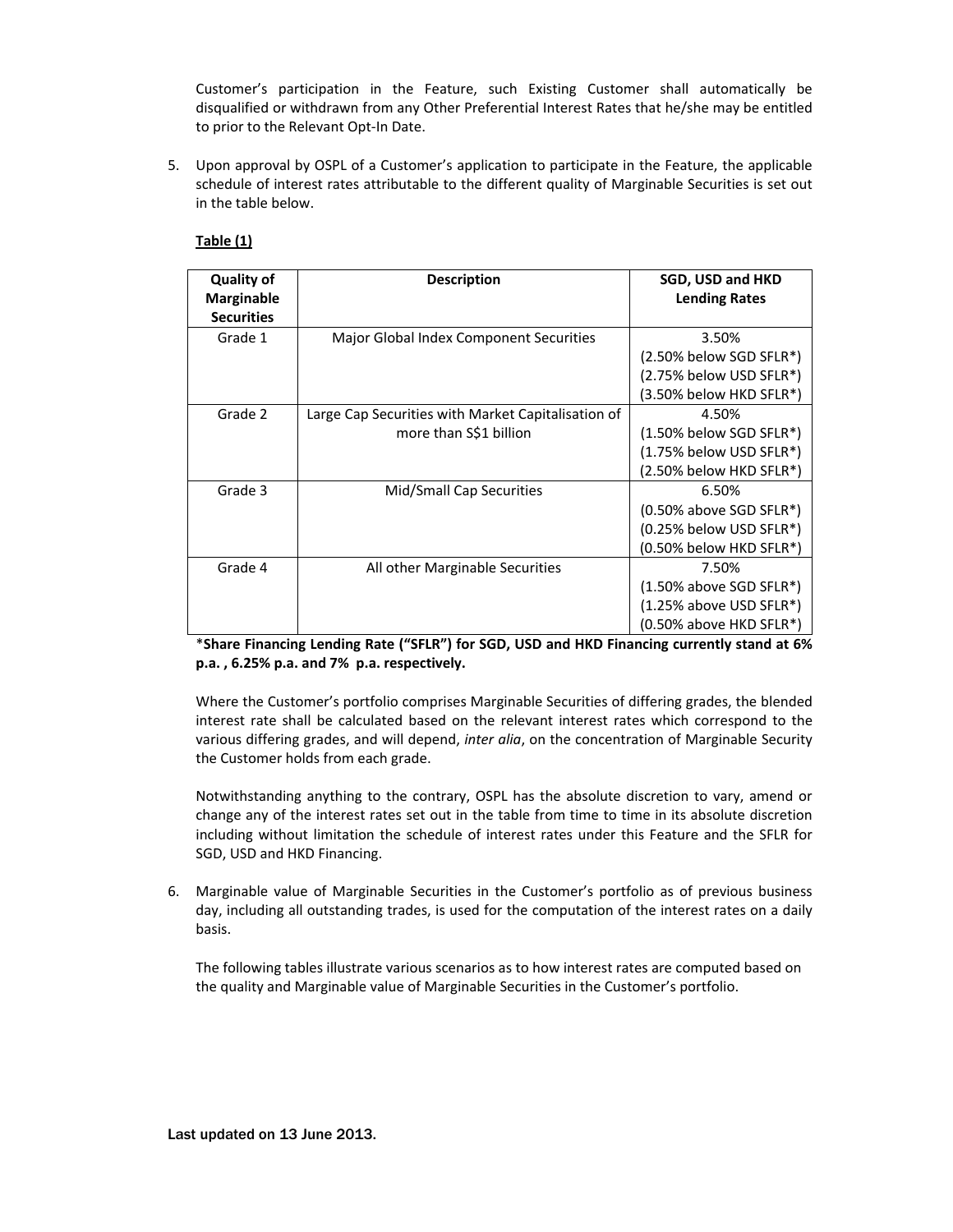Customer's participation in the Feature, such Existing Customer shall automatically be disqualified or withdrawn from any Other Preferential Interest Rates that he/she may be entitled to prior to the Relevant Opt-In Date.

5. Upon approval by OSPL of a Customer's application to participate in the Feature, the applicable schedule of interest rates attributable to the different quality of Marginable Securities is set out in the table below.

**Table (1)**

| Quality of Marginable Securities | Description | SGD, USD and HKD Lending Rates |
|---|---|---|
| Grade 1 | Major Global Index Component Securities | 3.50%<br>(2.50% below SGD SFLR*)<br>(2.75% below USD SFLR*)<br>(3.50% below HKD SFLR*) |
| Grade 2 | Large Cap Securities with Market Capitalisation of more than S$1 billion | 4.50%<br>(1.50% below SGD SFLR*)<br>(1.75% below USD SFLR*)<br>(2.50% below HKD SFLR*) |
| Grade 3 | Mid/Small Cap Securities | 6.50%<br>(0.50% above SGD SFLR*)<br>(0.25% below USD SFLR*)<br>(0.50% below HKD SFLR*) |
| Grade 4 | All other Marginable Securities | 7.50%<br>(1.50% above SGD SFLR*)<br>(1.25% above USD SFLR*)<br>(0.50% above HKD SFLR*) |

***Share Financing Lending Rate ("SFLR") for SGD, USD and HKD Financing currently stand at 6% p.a. , 6.25% p.a. and 7% p.a. respectively.**

Where the Customer's portfolio comprises Marginable Securities of differing grades, the blended interest rate shall be calculated based on the relevant interest rates which correspond to the various differing grades, and will depend, *inter alia*, on the concentration of Marginable Security the Customer holds from each grade.

Notwithstanding anything to the contrary, OSPL has the absolute discretion to vary, amend or change any of the interest rates set out in the table from time to time in its absolute discretion including without limitation the schedule of interest rates under this Feature and the SFLR for SGD, USD and HKD Financing.

6. Marginable value of Marginable Securities in the Customer's portfolio as of previous business day, including all outstanding trades, is used for the computation of the interest rates on a daily basis.

The following tables illustrate various scenarios as to how interest rates are computed based on the quality and Marginable value of Marginable Securities in the Customer's portfolio.

Last updated on 13 June 2013.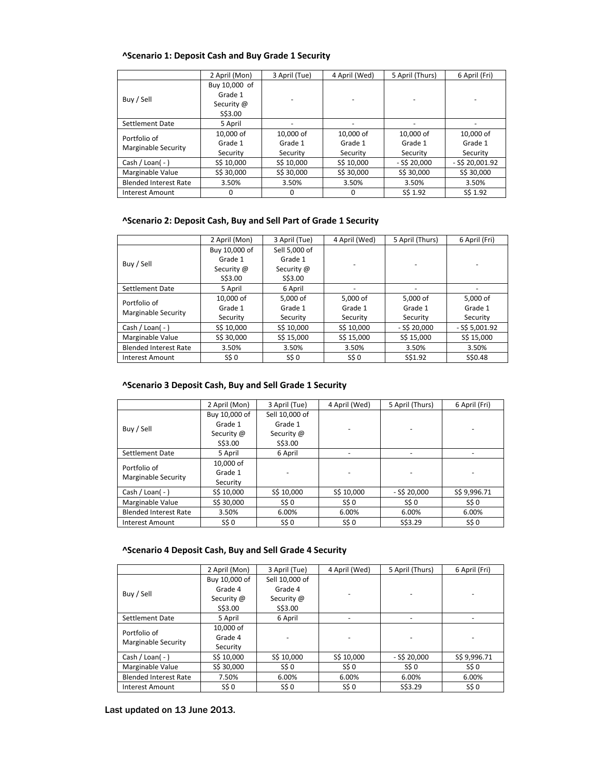### ^Scenario 1: Deposit Cash and Buy Grade 1 Security

| | 2 April (Mon) | 3 April (Tue) | 4 April (Wed) | 5 April (Thurs) | 6 April (Fri) |
|---|---|---|---|---|---|
| Buy / Sell | Buy 10,000 of Grade 1 Security @ S$3.00 | - | - | - | - |
| Settlement Date | 5 April | - | - | - | - |
| Portfolio of Marginable Security | 10,000 of Grade 1 Security | 10,000 of Grade 1 Security | 10,000 of Grade 1 Security | 10,000 of Grade 1 Security | 10,000 of Grade 1 Security |
| Cash / Loan( - ) | S$ 10,000 | S$ 10,000 | S$ 10,000 | - S$ 20,000 | - S$ 20,001.92 |
| Marginable Value | S$ 30,000 | S$ 30,000 | S$ 30,000 | S$ 30,000 | S$ 30,000 |
| Blended Interest Rate | 3.50% | 3.50% | 3.50% | 3.50% | 3.50% |
| Interest Amount | 0 | 0 | 0 | S$ 1.92 | S$ 1.92 |

### ^Scenario 2: Deposit Cash, Buy and Sell Part of Grade 1 Security

| | 2 April (Mon) | 3 April (Tue) | 4 April (Wed) | 5 April (Thurs) | 6 April (Fri) |
|---|---|---|---|---|---|
| Buy / Sell | Buy 10,000 of Grade 1 Security @ S$3.00 | Sell 5,000 of Grade 1 Security @ S$3.00 | - | - | - |
| Settlement Date | 5 April | 6 April | - | - | - |
| Portfolio of Marginable Security | 10,000 of Grade 1 Security | 5,000 of Grade 1 Security | 5,000 of Grade 1 Security | 5,000 of Grade 1 Security | 5,000 of Grade 1 Security |
| Cash / Loan( - ) | S$ 10,000 | S$ 10,000 | S$ 10,000 | - S$ 20,000 | - S$ 5,001.92 |
| Marginable Value | S$ 30,000 | S$ 15,000 | S$ 15,000 | S$ 15,000 | S$ 15,000 |
| Blended Interest Rate | 3.50% | 3.50% | 3.50% | 3.50% | 3.50% |
| Interest Amount | S$ 0 | S$ 0 | S$ 0 | S$1.92 | S$0.48 |

### ^Scenario 3 Deposit Cash, Buy and Sell Grade 1 Security

| | 2 April (Mon) | 3 April (Tue) | 4 April (Wed) | 5 April (Thurs) | 6 April (Fri) |
|---|---|---|---|---|---|
| Buy / Sell | Buy 10,000 of Grade 1 Security @ S$3.00 | Sell 10,000 of Grade 1 Security @ S$3.00 | - | - | - |
| Settlement Date | 5 April | 6 April | - | - | - |
| Portfolio of Marginable Security | 10,000 of Grade 1 Security | - | - | - | - |
| Cash / Loan( - ) | S$ 10,000 | S$ 10,000 | S$ 10,000 | - S$ 20,000 | S$ 9,996.71 |
| Marginable Value | S$ 30,000 | S$ 0 | S$ 0 | S$ 0 | S$ 0 |
| Blended Interest Rate | 3.50% | 6.00% | 6.00% | 6.00% | 6.00% |
| Interest Amount | S$ 0 | S$ 0 | S$ 0 | S$3.29 | S$ 0 |

### ^Scenario 4 Deposit Cash, Buy and Sell Grade 4 Security

| | 2 April (Mon) | 3 April (Tue) | 4 April (Wed) | 5 April (Thurs) | 6 April (Fri) |
|---|---|---|---|---|---|
| Buy / Sell | Buy 10,000 of Grade 4 Security @ S$3.00 | Sell 10,000 of Grade 4 Security @ S$3.00 | - | - | - |
| Settlement Date | 5 April | 6 April | - | - | - |
| Portfolio of Marginable Security | 10,000 of Grade 4 Security | - | - | - | - |
| Cash / Loan( - ) | S$ 10,000 | S$ 10,000 | S$ 10,000 | - S$ 20,000 | S$ 9,996.71 |
| Marginable Value | S$ 30,000 | S$ 0 | S$ 0 | S$ 0 | S$ 0 |
| Blended Interest Rate | 7.50% | 6.00% | 6.00% | 6.00% | 6.00% |
| Interest Amount | S$ 0 | S$ 0 | S$ 0 | S$3.29 | S$ 0 |

Last updated on 13 June 2013.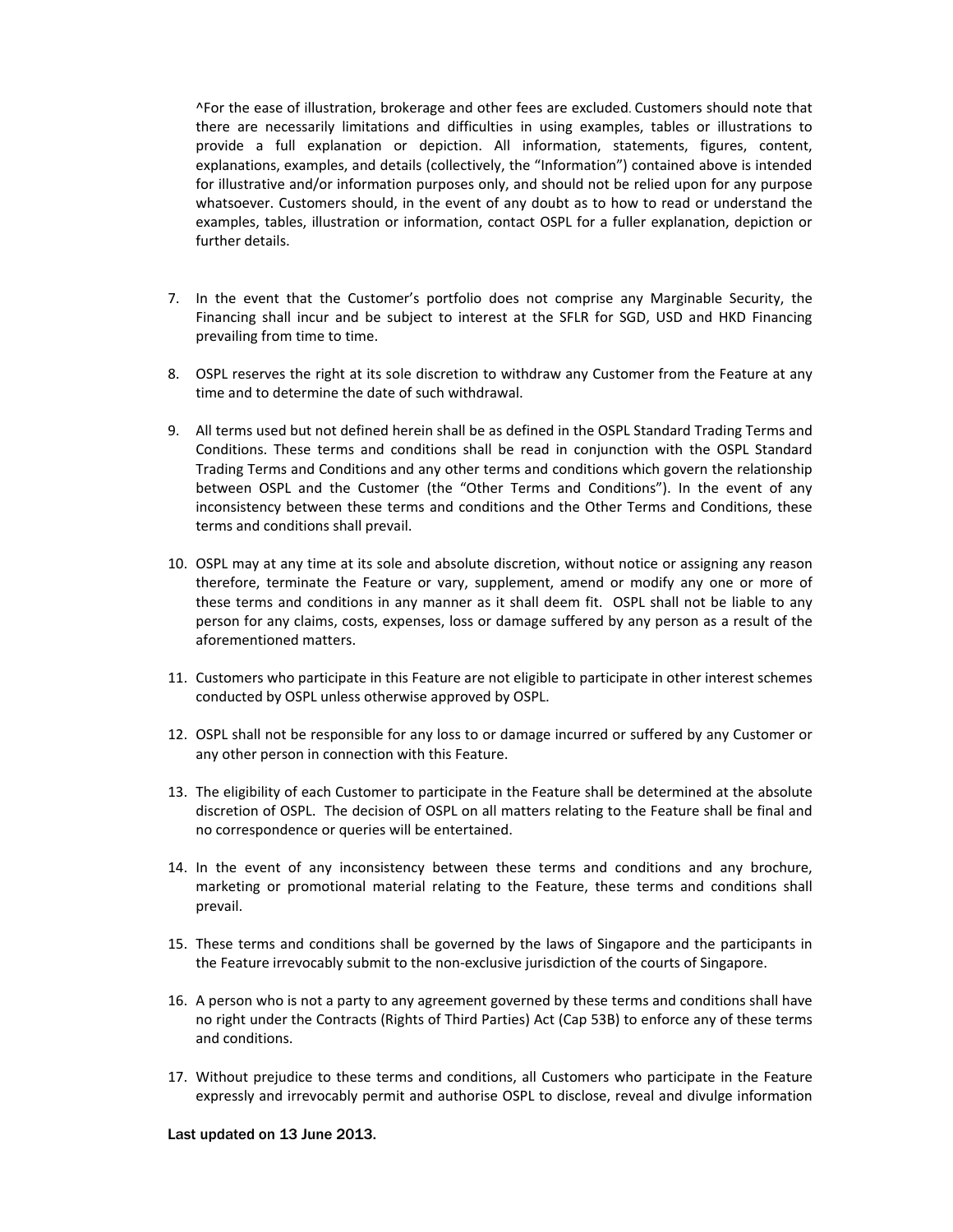^For the ease of illustration, brokerage and other fees are excluded. Customers should note that there are necessarily limitations and difficulties in using examples, tables or illustrations to provide a full explanation or depiction. All information, statements, figures, content, explanations, examples, and details (collectively, the "Information") contained above is intended for illustrative and/or information purposes only, and should not be relied upon for any purpose whatsoever. Customers should, in the event of any doubt as to how to read or understand the examples, tables, illustration or information, contact OSPL for a fuller explanation, depiction or further details.

7. In the event that the Customer's portfolio does not comprise any Marginable Security, the Financing shall incur and be subject to interest at the SFLR for SGD, USD and HKD Financing prevailing from time to time.

8. OSPL reserves the right at its sole discretion to withdraw any Customer from the Feature at any time and to determine the date of such withdrawal.

9. All terms used but not defined herein shall be as defined in the OSPL Standard Trading Terms and Conditions. These terms and conditions shall be read in conjunction with the OSPL Standard Trading Terms and Conditions and any other terms and conditions which govern the relationship between OSPL and the Customer (the "Other Terms and Conditions"). In the event of any inconsistency between these terms and conditions and the Other Terms and Conditions, these terms and conditions shall prevail.

10. OSPL may at any time at its sole and absolute discretion, without notice or assigning any reason therefore, terminate the Feature or vary, supplement, amend or modify any one or more of these terms and conditions in any manner as it shall deem fit. OSPL shall not be liable to any person for any claims, costs, expenses, loss or damage suffered by any person as a result of the aforementioned matters.

11. Customers who participate in this Feature are not eligible to participate in other interest schemes conducted by OSPL unless otherwise approved by OSPL.

12. OSPL shall not be responsible for any loss to or damage incurred or suffered by any Customer or any other person in connection with this Feature.

13. The eligibility of each Customer to participate in the Feature shall be determined at the absolute discretion of OSPL. The decision of OSPL on all matters relating to the Feature shall be final and no correspondence or queries will be entertained.

14. In the event of any inconsistency between these terms and conditions and any brochure, marketing or promotional material relating to the Feature, these terms and conditions shall prevail.

15. These terms and conditions shall be governed by the laws of Singapore and the participants in the Feature irrevocably submit to the non-exclusive jurisdiction of the courts of Singapore.

16. A person who is not a party to any agreement governed by these terms and conditions shall have no right under the Contracts (Rights of Third Parties) Act (Cap 53B) to enforce any of these terms and conditions.

17. Without prejudice to these terms and conditions, all Customers who participate in the Feature expressly and irrevocably permit and authorise OSPL to disclose, reveal and divulge information

Last updated on 13 June 2013.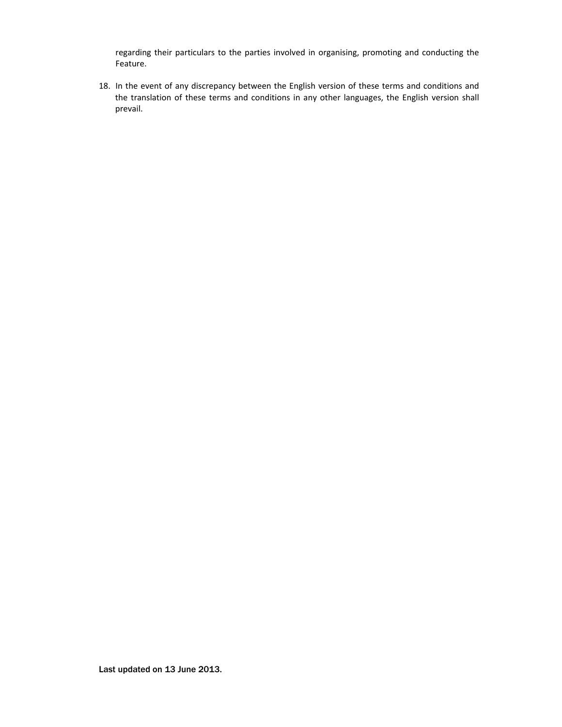regarding their particulars to the parties involved in organising, promoting and conducting the Feature.

18. In the event of any discrepancy between the English version of these terms and conditions and the translation of these terms and conditions in any other languages, the English version shall prevail.

**Last updated on 13 June 2013.**